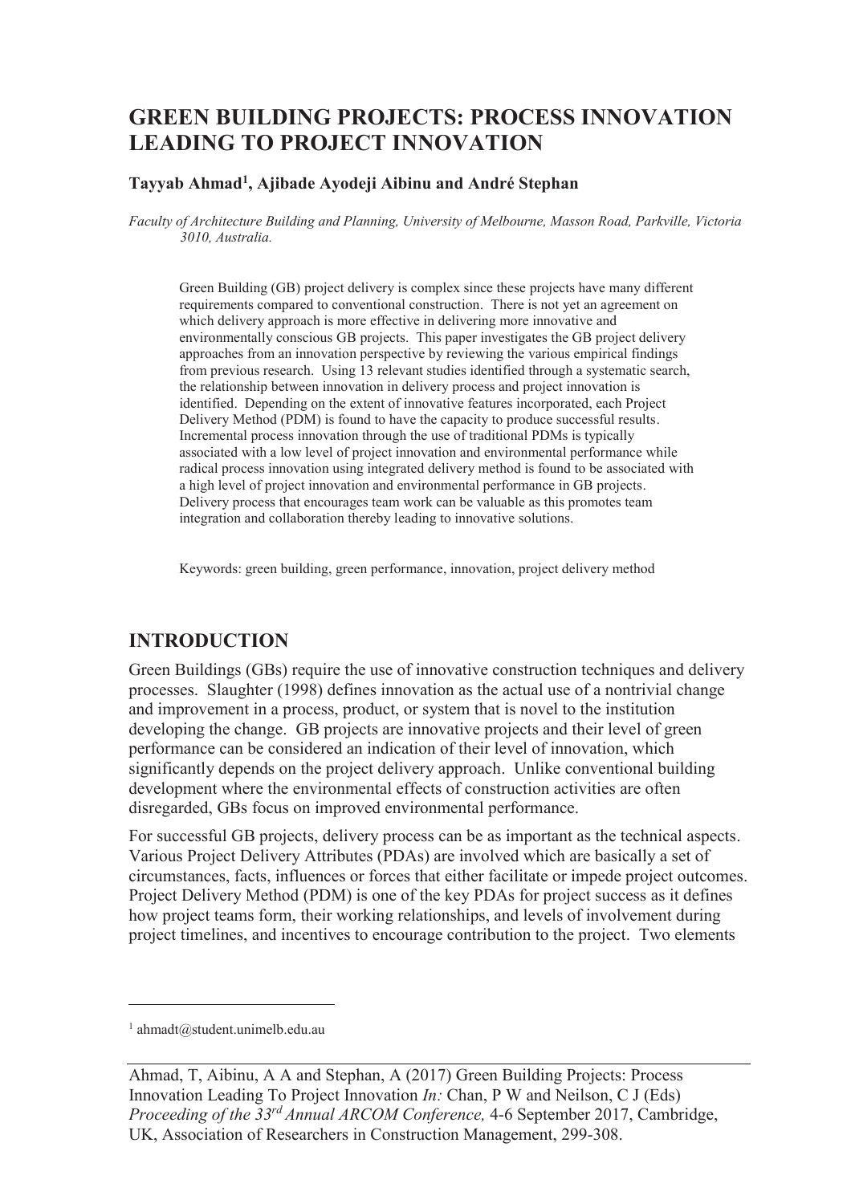# GREEN BUILDING PROJECTS: PROCESS INNOVATION LEADING TO PROJECT INNOVATION

**Tayyab Ahmad[1], Ajibade Ayodeji Aibinu and André Stephan**

*Faculty of Architecture Building and Planning, University of Melbourne, Masson Road, Parkville, Victoria 3010, Australia.*

Green Building (GB) project delivery is complex since these projects have many different requirements compared to conventional construction. There is not yet an agreement on which delivery approach is more effective in delivering more innovative and environmentally conscious GB projects. This paper investigates the GB project delivery approaches from an innovation perspective by reviewing the various empirical findings from previous research. Using 13 relevant studies identified through a systematic search, the relationship between innovation in delivery process and project innovation is identified. Depending on the extent of innovative features incorporated, each Project Delivery Method (PDM) is found to have the capacity to produce successful results. Incremental process innovation through the use of traditional PDMs is typically associated with a low level of project innovation and environmental performance while radical process innovation using integrated delivery method is found to be associated with a high level of project innovation and environmental performance in GB projects. Delivery process that encourages team work can be valuable as this promotes team integration and collaboration thereby leading to innovative solutions.

Keywords: green building, green performance, innovation, project delivery method

## INTRODUCTION

Green Buildings (GBs) require the use of innovative construction techniques and delivery processes. Slaughter (1998) defines innovation as the actual use of a nontrivial change and improvement in a process, product, or system that is novel to the institution developing the change. GB projects are innovative projects and their level of green performance can be considered an indication of their level of innovation, which significantly depends on the project delivery approach. Unlike conventional building development where the environmental effects of construction activities are often disregarded, GBs focus on improved environmental performance.

For successful GB projects, delivery process can be as important as the technical aspects. Various Project Delivery Attributes (PDAs) are involved which are basically a set of circumstances, facts, influences or forces that either facilitate or impede project outcomes. Project Delivery Method (PDM) is one of the key PDAs for project success as it defines how project teams form, their working relationships, and levels of involvement during project timelines, and incentives to encourage contribution to the project. Two elements

[1] ahmadt@student.unimelb.edu.au

Ahmad, T, Aibinu, A A and Stephan, A (2017) Green Building Projects: Process Innovation Leading To Project Innovation *In:* Chan, P W and Neilson, C J (Eds) *Proceeding of the 33rd Annual ARCOM Conference,* 4-6 September 2017, Cambridge, UK, Association of Researchers in Construction Management, 299-308.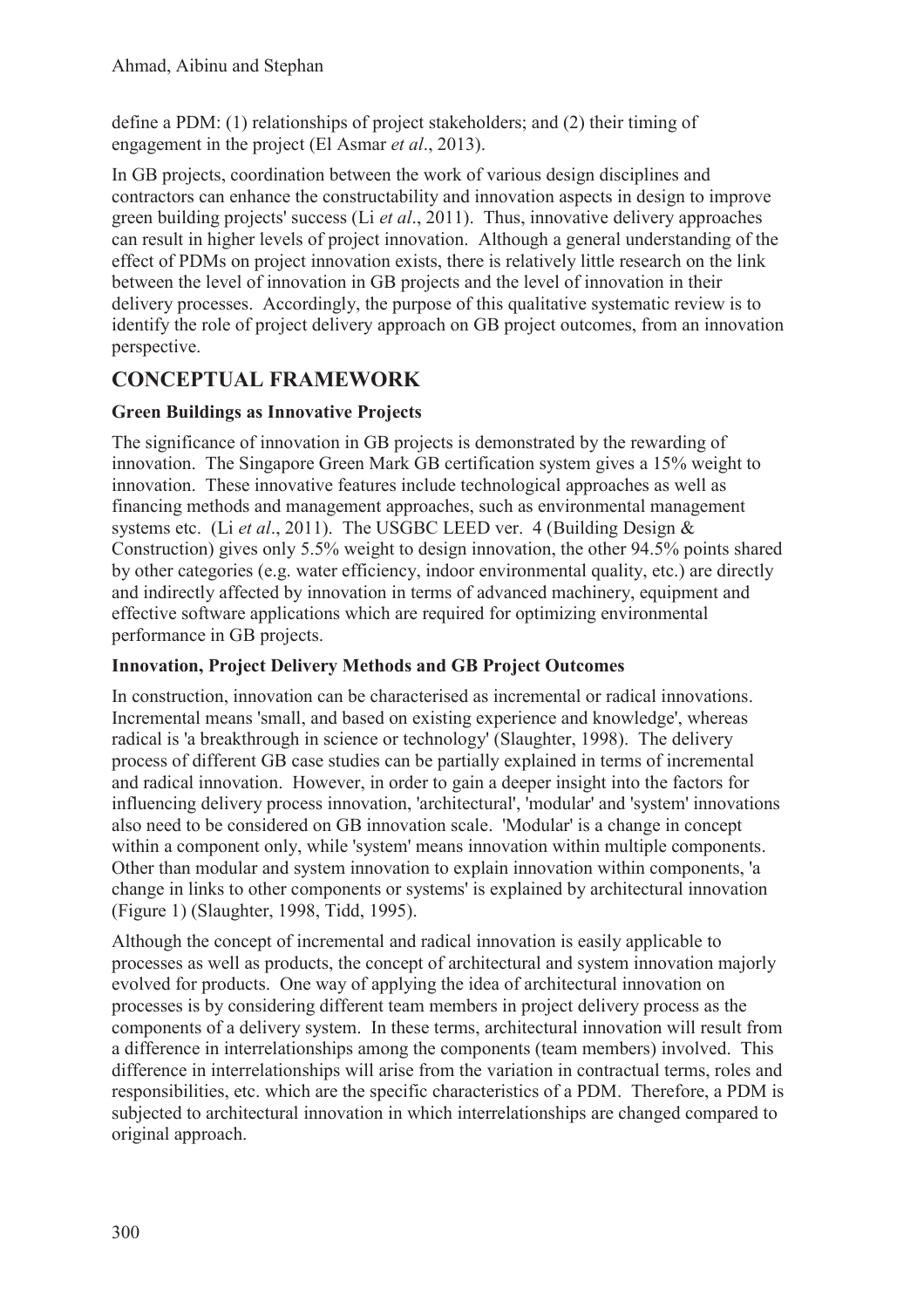define a PDM: (1) relationships of project stakeholders; and (2) their timing of engagement in the project (El Asmar *et al*., 2013).

In GB projects, coordination between the work of various design disciplines and contractors can enhance the constructability and innovation aspects in design to improve green building projects' success (Li *et al*., 2011). Thus, innovative delivery approaches can result in higher levels of project innovation. Although a general understanding of the effect of PDMs on project innovation exists, there is relatively little research on the link between the level of innovation in GB projects and the level of innovation in their delivery processes. Accordingly, the purpose of this qualitative systematic review is to identify the role of project delivery approach on GB project outcomes, from an innovation perspective.

## CONCEPTUAL FRAMEWORK

### Green Buildings as Innovative Projects

The significance of innovation in GB projects is demonstrated by the rewarding of innovation. The Singapore Green Mark GB certification system gives a 15% weight to innovation. These innovative features include technological approaches as well as financing methods and management approaches, such as environmental management systems etc. (Li *et al*., 2011). The USGBC LEED ver. 4 (Building Design & Construction) gives only 5.5% weight to design innovation, the other 94.5% points shared by other categories (e.g. water efficiency, indoor environmental quality, etc.) are directly and indirectly affected by innovation in terms of advanced machinery, equipment and effective software applications which are required for optimizing environmental performance in GB projects.

### Innovation, Project Delivery Methods and GB Project Outcomes

In construction, innovation can be characterised as incremental or radical innovations. Incremental means 'small, and based on existing experience and knowledge', whereas radical is 'a breakthrough in science or technology' (Slaughter, 1998). The delivery process of different GB case studies can be partially explained in terms of incremental and radical innovation. However, in order to gain a deeper insight into the factors for influencing delivery process innovation, 'architectural', 'modular' and 'system' innovations also need to be considered on GB innovation scale. 'Modular' is a change in concept within a component only, while 'system' means innovation within multiple components. Other than modular and system innovation to explain innovation within components, 'a change in links to other components or systems' is explained by architectural innovation (Figure 1) (Slaughter, 1998, Tidd, 1995).

Although the concept of incremental and radical innovation is easily applicable to processes as well as products, the concept of architectural and system innovation majorly evolved for products. One way of applying the idea of architectural innovation on processes is by considering different team members in project delivery process as the components of a delivery system. In these terms, architectural innovation will result from a difference in interrelationships among the components (team members) involved. This difference in interrelationships will arise from the variation in contractual terms, roles and responsibilities, etc. which are the specific characteristics of a PDM. Therefore, a PDM is subjected to architectural innovation in which interrelationships are changed compared to original approach.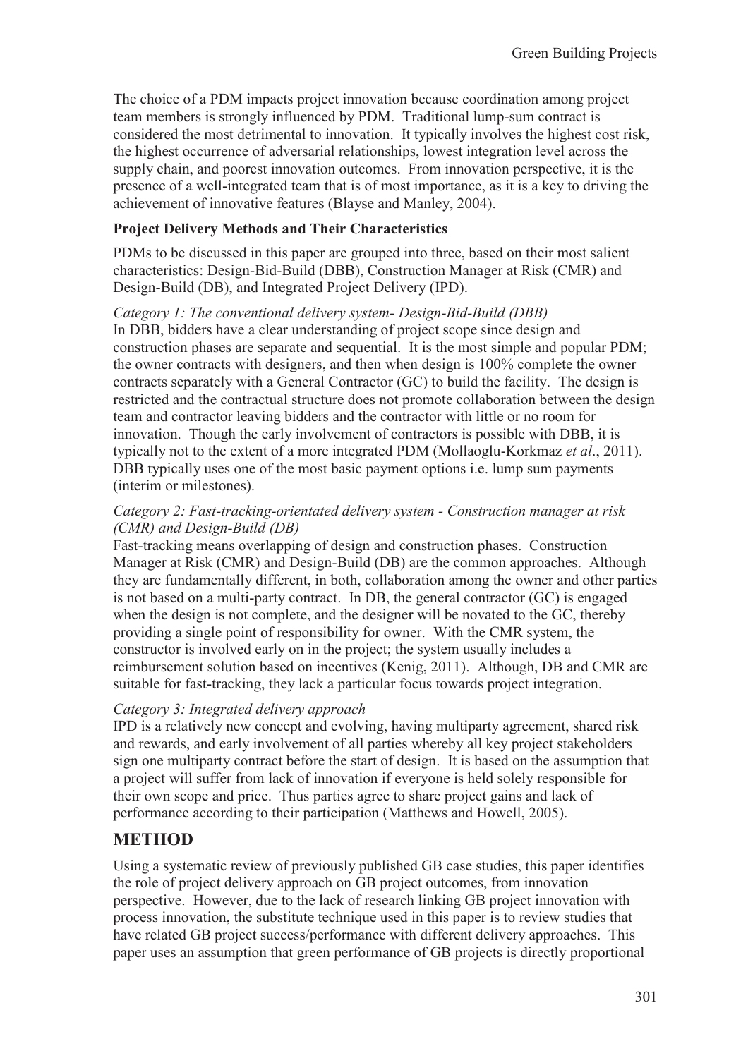The choice of a PDM impacts project innovation because coordination among project team members is strongly influenced by PDM. Traditional lump-sum contract is considered the most detrimental to innovation. It typically involves the highest cost risk, the highest occurrence of adversarial relationships, lowest integration level across the supply chain, and poorest innovation outcomes. From innovation perspective, it is the presence of a well-integrated team that is of most importance, as it is a key to driving the achievement of innovative features (Blayse and Manley, 2004).

**Project Delivery Methods and Their Characteristics**

PDMs to be discussed in this paper are grouped into three, based on their most salient characteristics: Design-Bid-Build (DBB), Construction Manager at Risk (CMR) and Design-Build (DB), and Integrated Project Delivery (IPD).

*Category 1: The conventional delivery system- Design-Bid-Build (DBB)*

In DBB, bidders have a clear understanding of project scope since design and construction phases are separate and sequential. It is the most simple and popular PDM; the owner contracts with designers, and then when design is 100% complete the owner contracts separately with a General Contractor (GC) to build the facility. The design is restricted and the contractual structure does not promote collaboration between the design team and contractor leaving bidders and the contractor with little or no room for innovation. Though the early involvement of contractors is possible with DBB, it is typically not to the extent of a more integrated PDM (Mollaoglu-Korkmaz *et al*., 2011). DBB typically uses one of the most basic payment options i.e. lump sum payments (interim or milestones).

*Category 2: Fast-tracking-orientated delivery system - Construction manager at risk (CMR) and Design-Build (DB)*

Fast-tracking means overlapping of design and construction phases. Construction Manager at Risk (CMR) and Design-Build (DB) are the common approaches. Although they are fundamentally different, in both, collaboration among the owner and other parties is not based on a multi-party contract. In DB, the general contractor (GC) is engaged when the design is not complete, and the designer will be novated to the GC, thereby providing a single point of responsibility for owner. With the CMR system, the constructor is involved early on in the project; the system usually includes a reimbursement solution based on incentives (Kenig, 2011). Although, DB and CMR are suitable for fast-tracking, they lack a particular focus towards project integration.

*Category 3: Integrated delivery approach*

IPD is a relatively new concept and evolving, having multiparty agreement, shared risk and rewards, and early involvement of all parties whereby all key project stakeholders sign one multiparty contract before the start of design. It is based on the assumption that a project will suffer from lack of innovation if everyone is held solely responsible for their own scope and price. Thus parties agree to share project gains and lack of performance according to their participation (Matthews and Howell, 2005).

## METHOD

Using a systematic review of previously published GB case studies, this paper identifies the role of project delivery approach on GB project outcomes, from innovation perspective. However, due to the lack of research linking GB project innovation with process innovation, the substitute technique used in this paper is to review studies that have related GB project success/performance with different delivery approaches. This paper uses an assumption that green performance of GB projects is directly proportional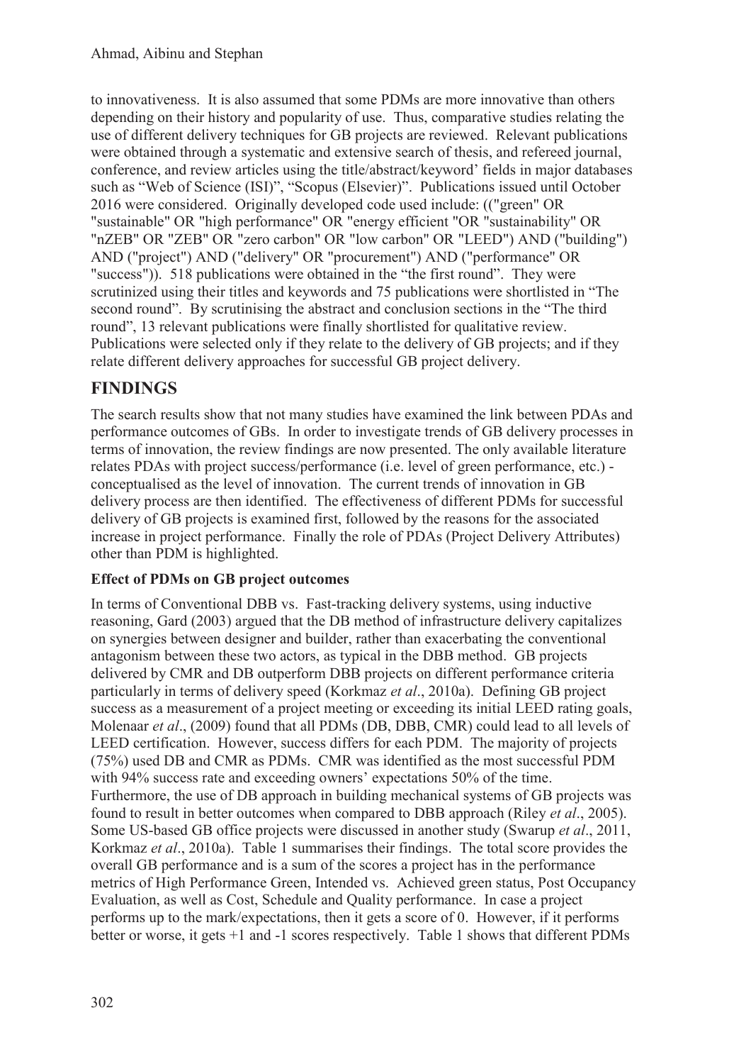to innovativeness. It is also assumed that some PDMs are more innovative than others depending on their history and popularity of use. Thus, comparative studies relating the use of different delivery techniques for GB projects are reviewed. Relevant publications were obtained through a systematic and extensive search of thesis, and refereed journal, conference, and review articles using the title/abstract/keyword' fields in major databases such as "Web of Science (ISI)", "Scopus (Elsevier)". Publications issued until October 2016 were considered. Originally developed code used include: (("green" OR "sustainable" OR "high performance" OR "energy efficient "OR "sustainability" OR "nZEB" OR "ZEB" OR "zero carbon" OR "low carbon" OR "LEED") AND ("building") AND ("project") AND ("delivery" OR "procurement") AND ("performance" OR "success")). 518 publications were obtained in the "the first round". They were scrutinized using their titles and keywords and 75 publications were shortlisted in "The second round". By scrutinising the abstract and conclusion sections in the "The third round", 13 relevant publications were finally shortlisted for qualitative review. Publications were selected only if they relate to the delivery of GB projects; and if they relate different delivery approaches for successful GB project delivery.

## FINDINGS

The search results show that not many studies have examined the link between PDAs and performance outcomes of GBs. In order to investigate trends of GB delivery processes in terms of innovation, the review findings are now presented. The only available literature relates PDAs with project success/performance (i.e. level of green performance, etc.) - conceptualised as the level of innovation. The current trends of innovation in GB delivery process are then identified. The effectiveness of different PDMs for successful delivery of GB projects is examined first, followed by the reasons for the associated increase in project performance. Finally the role of PDAs (Project Delivery Attributes) other than PDM is highlighted.

### Effect of PDMs on GB project outcomes

In terms of Conventional DBB vs. Fast-tracking delivery systems, using inductive reasoning, Gard (2003) argued that the DB method of infrastructure delivery capitalizes on synergies between designer and builder, rather than exacerbating the conventional antagonism between these two actors, as typical in the DBB method. GB projects delivered by CMR and DB outperform DBB projects on different performance criteria particularly in terms of delivery speed (Korkmaz *et al*., 2010a). Defining GB project success as a measurement of a project meeting or exceeding its initial LEED rating goals, Molenaar *et al*., (2009) found that all PDMs (DB, DBB, CMR) could lead to all levels of LEED certification. However, success differs for each PDM. The majority of projects (75%) used DB and CMR as PDMs. CMR was identified as the most successful PDM with 94% success rate and exceeding owners' expectations 50% of the time. Furthermore, the use of DB approach in building mechanical systems of GB projects was found to result in better outcomes when compared to DBB approach (Riley *et al*., 2005). Some US-based GB office projects were discussed in another study (Swarup *et al*., 2011, Korkmaz *et al*., 2010a). Table 1 summarises their findings. The total score provides the overall GB performance and is a sum of the scores a project has in the performance metrics of High Performance Green, Intended vs. Achieved green status, Post Occupancy Evaluation, as well as Cost, Schedule and Quality performance. In case a project performs up to the mark/expectations, then it gets a score of 0. However, if it performs better or worse, it gets +1 and -1 scores respectively. Table 1 shows that different PDMs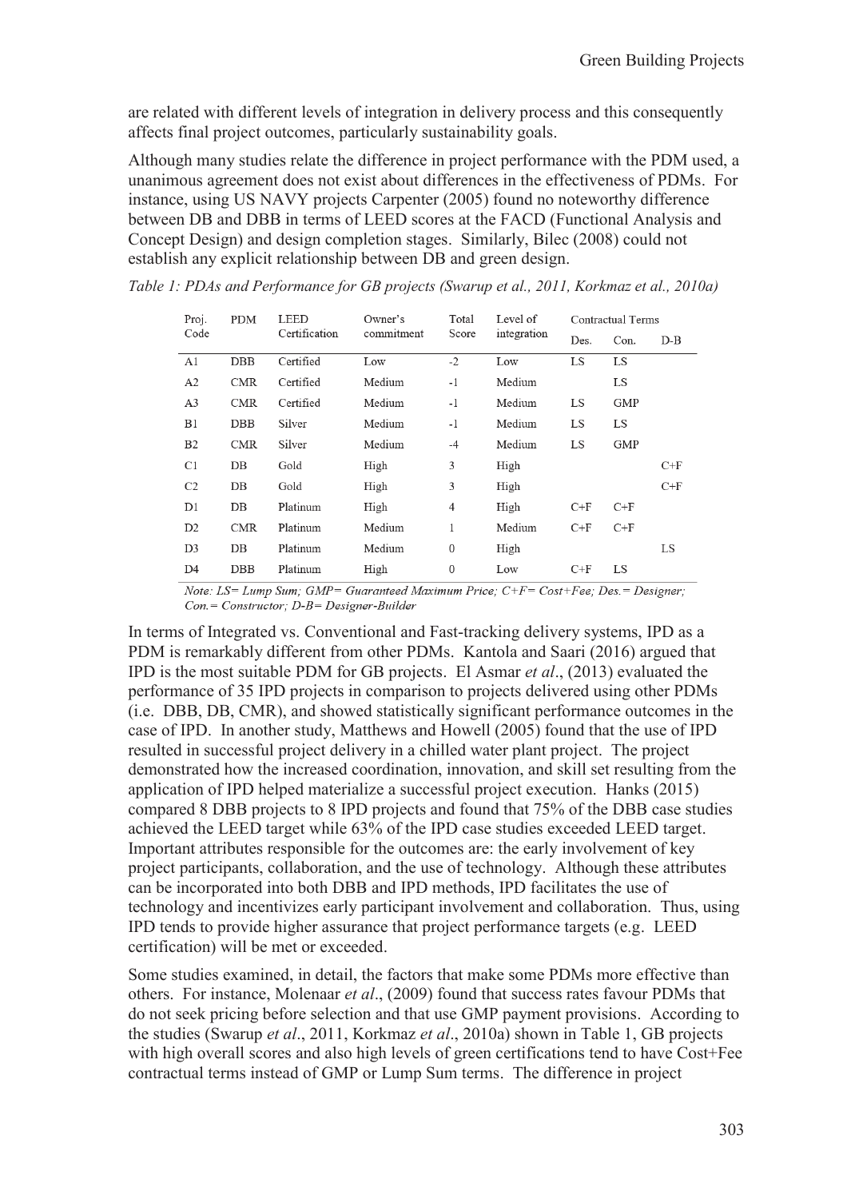are related with different levels of integration in delivery process and this consequently affects final project outcomes, particularly sustainability goals.

Although many studies relate the difference in project performance with the PDM used, a unanimous agreement does not exist about differences in the effectiveness of PDMs. For instance, using US NAVY projects Carpenter (2005) found no noteworthy difference between DB and DBB in terms of LEED scores at the FACD (Functional Analysis and Concept Design) and design completion stages. Similarly, Bilec (2008) could not establish any explicit relationship between DB and green design.

*Table 1: PDAs and Performance for GB projects (Swarup et al., 2011, Korkmaz et al., 2010a)*

| Proj. Code | PDM | LEED Certification | Owner's commitment | Total Score | Level of integration | Contractual Terms | | |
|---|---|---|---|---|---|---|---|---|
| | | | | | | Des. | Con. | D-B |
| A1 | DBB | Certified | Low | -2 | Low | LS | LS | |
| A2 | CMR | Certified | Medium | -1 | Medium | | LS | |
| A3 | CMR | Certified | Medium | -1 | Medium | LS | GMP | |
| B1 | DBB | Silver | Medium | -1 | Medium | LS | LS | |
| B2 | CMR | Silver | Medium | -4 | Medium | LS | GMP | |
| C1 | DB | Gold | High | 3 | High | | | C+F |
| C2 | DB | Gold | High | 3 | High | | | C+F |
| D1 | DB | Platinum | High | 4 | High | C+F | C+F | |
| D2 | CMR | Platinum | Medium | 1 | Medium | C+F | C+F | |
| D3 | DB | Platinum | Medium | 0 | High | | | LS |
| D4 | DBB | Platinum | High | 0 | Low | C+F | LS | |

*Note: LS= Lump Sum; GMP= Guaranteed Maximum Price; C+F= Cost+Fee; Des.= Designer; Con.= Constructor; D-B= Designer-Builder*

In terms of Integrated vs. Conventional and Fast-tracking delivery systems, IPD as a PDM is remarkably different from other PDMs. Kantola and Saari (2016) argued that IPD is the most suitable PDM for GB projects. El Asmar *et al*., (2013) evaluated the performance of 35 IPD projects in comparison to projects delivered using other PDMs (i.e. DBB, DB, CMR), and showed statistically significant performance outcomes in the case of IPD. In another study, Matthews and Howell (2005) found that the use of IPD resulted in successful project delivery in a chilled water plant project. The project demonstrated how the increased coordination, innovation, and skill set resulting from the application of IPD helped materialize a successful project execution. Hanks (2015) compared 8 DBB projects to 8 IPD projects and found that 75% of the DBB case studies achieved the LEED target while 63% of the IPD case studies exceeded LEED target. Important attributes responsible for the outcomes are: the early involvement of key project participants, collaboration, and the use of technology. Although these attributes can be incorporated into both DBB and IPD methods, IPD facilitates the use of technology and incentivizes early participant involvement and collaboration. Thus, using IPD tends to provide higher assurance that project performance targets (e.g. LEED certification) will be met or exceeded.

Some studies examined, in detail, the factors that make some PDMs more effective than others. For instance, Molenaar *et al*., (2009) found that success rates favour PDMs that do not seek pricing before selection and that use GMP payment provisions. According to the studies (Swarup *et al*., 2011, Korkmaz *et al*., 2010a) shown in Table 1, GB projects with high overall scores and also high levels of green certifications tend to have Cost+Fee contractual terms instead of GMP or Lump Sum terms. The difference in project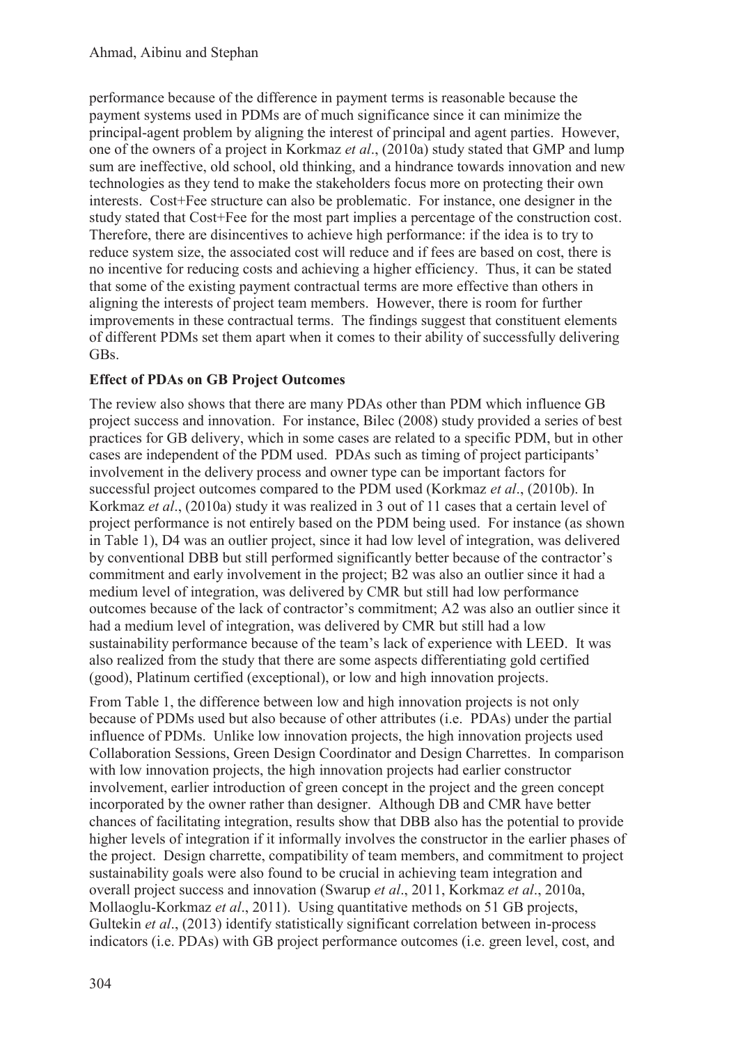performance because of the difference in payment terms is reasonable because the payment systems used in PDMs are of much significance since it can minimize the principal-agent problem by aligning the interest of principal and agent parties. However, one of the owners of a project in Korkmaz *et al*., (2010a) study stated that GMP and lump sum are ineffective, old school, old thinking, and a hindrance towards innovation and new technologies as they tend to make the stakeholders focus more on protecting their own interests. Cost+Fee structure can also be problematic. For instance, one designer in the study stated that Cost+Fee for the most part implies a percentage of the construction cost. Therefore, there are disincentives to achieve high performance: if the idea is to try to reduce system size, the associated cost will reduce and if fees are based on cost, there is no incentive for reducing costs and achieving a higher efficiency. Thus, it can be stated that some of the existing payment contractual terms are more effective than others in aligning the interests of project team members. However, there is room for further improvements in these contractual terms. The findings suggest that constituent elements of different PDMs set them apart when it comes to their ability of successfully delivering GBs.

**Effect of PDAs on GB Project Outcomes**

The review also shows that there are many PDAs other than PDM which influence GB project success and innovation. For instance, Bilec (2008) study provided a series of best practices for GB delivery, which in some cases are related to a specific PDM, but in other cases are independent of the PDM used. PDAs such as timing of project participants' involvement in the delivery process and owner type can be important factors for successful project outcomes compared to the PDM used (Korkmaz *et al*., (2010b). In Korkmaz *et al*., (2010a) study it was realized in 3 out of 11 cases that a certain level of project performance is not entirely based on the PDM being used. For instance (as shown in Table 1), D4 was an outlier project, since it had low level of integration, was delivered by conventional DBB but still performed significantly better because of the contractor's commitment and early involvement in the project; B2 was also an outlier since it had a medium level of integration, was delivered by CMR but still had low performance outcomes because of the lack of contractor's commitment; A2 was also an outlier since it had a medium level of integration, was delivered by CMR but still had a low sustainability performance because of the team's lack of experience with LEED. It was also realized from the study that there are some aspects differentiating gold certified (good), Platinum certified (exceptional), or low and high innovation projects.

From Table 1, the difference between low and high innovation projects is not only because of PDMs used but also because of other attributes (i.e. PDAs) under the partial influence of PDMs. Unlike low innovation projects, the high innovation projects used Collaboration Sessions, Green Design Coordinator and Design Charrettes. In comparison with low innovation projects, the high innovation projects had earlier constructor involvement, earlier introduction of green concept in the project and the green concept incorporated by the owner rather than designer. Although DB and CMR have better chances of facilitating integration, results show that DBB also has the potential to provide higher levels of integration if it informally involves the constructor in the earlier phases of the project. Design charrette, compatibility of team members, and commitment to project sustainability goals were also found to be crucial in achieving team integration and overall project success and innovation (Swarup *et al*., 2011, Korkmaz *et al*., 2010a, Mollaoglu-Korkmaz *et al*., 2011). Using quantitative methods on 51 GB projects, Gultekin *et al*., (2013) identify statistically significant correlation between in-process indicators (i.e. PDAs) with GB project performance outcomes (i.e. green level, cost, and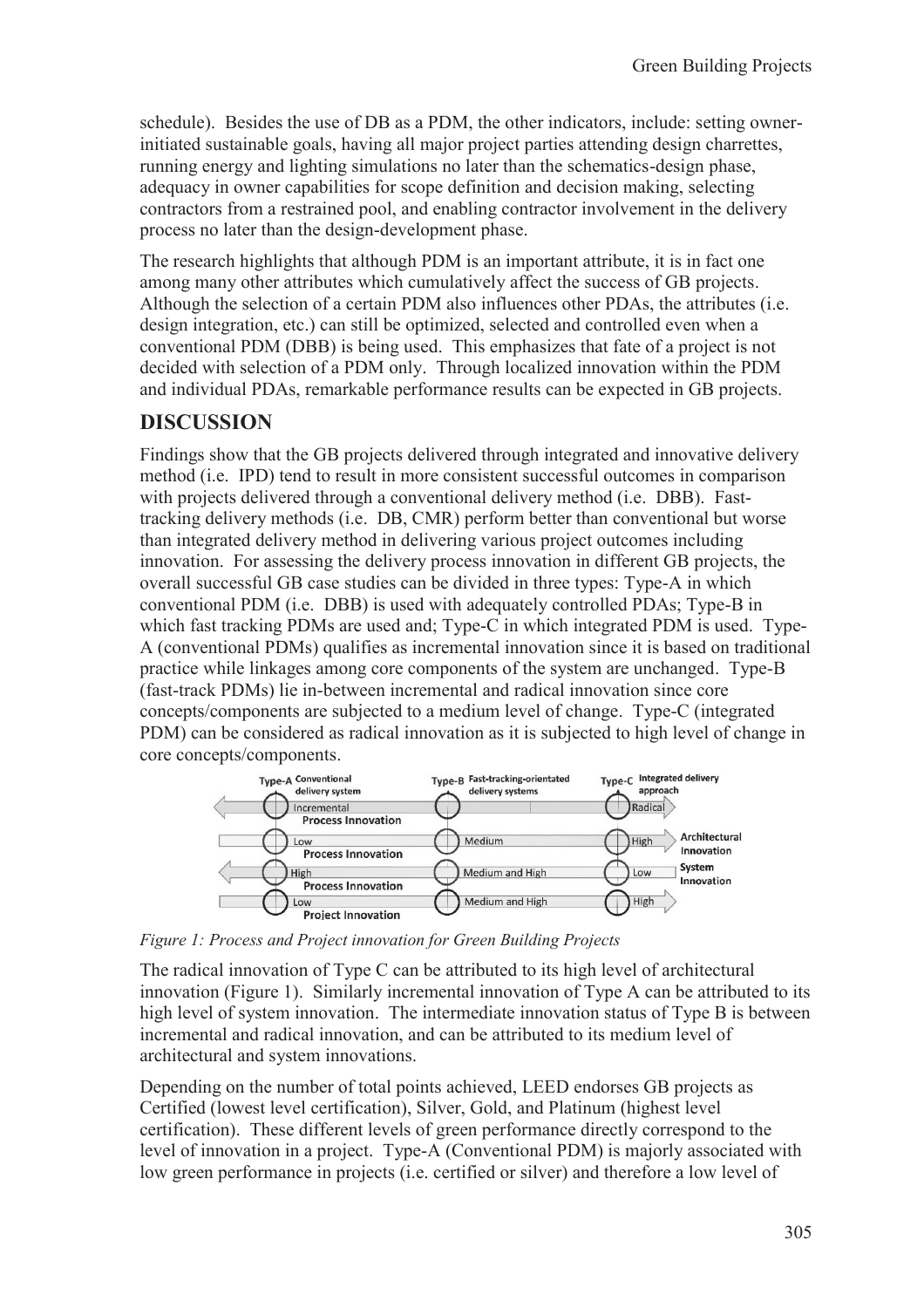schedule). Besides the use of DB as a PDM, the other indicators, include: setting owner-initiated sustainable goals, having all major project parties attending design charrettes, running energy and lighting simulations no later than the schematics-design phase, adequacy in owner capabilities for scope definition and decision making, selecting contractors from a restrained pool, and enabling contractor involvement in the delivery process no later than the design-development phase.

The research highlights that although PDM is an important attribute, it is in fact one among many other attributes which cumulatively affect the success of GB projects. Although the selection of a certain PDM also influences other PDAs, the attributes (i.e. design integration, etc.) can still be optimized, selected and controlled even when a conventional PDM (DBB) is being used. This emphasizes that fate of a project is not decided with selection of a PDM only. Through localized innovation within the PDM and individual PDAs, remarkable performance results can be expected in GB projects.

## DISCUSSION

Findings show that the GB projects delivered through integrated and innovative delivery method (i.e. IPD) tend to result in more consistent successful outcomes in comparison with projects delivered through a conventional delivery method (i.e. DBB). Fast-tracking delivery methods (i.e. DB, CMR) perform better than conventional but worse than integrated delivery method in delivering various project outcomes including innovation. For assessing the delivery process innovation in different GB projects, the overall successful GB case studies can be divided in three types: Type-A in which conventional PDM (i.e. DBB) is used with adequately controlled PDAs; Type-B in which fast tracking PDMs are used and; Type-C in which integrated PDM is used. Type-A (conventional PDMs) qualifies as incremental innovation since it is based on traditional practice while linkages among core components of the system are unchanged. Type-B (fast-track PDMs) lie in-between incremental and radical innovation since core concepts/components are subjected to a medium level of change. Type-C (integrated PDM) can be considered as radical innovation as it is subjected to high level of change in core concepts/components.

| | Type-A Conventional delivery system | Type-B Fast-tracking-orientated delivery systems | Type-C Integrated delivery approach | |
|---|---|---|---|---|
| Process Innovation | Incremental | | Radical | |
| Process Innovation | Low | Medium | High | Architectural Innovation |
| Process Innovation | High | Medium and High | Low | System Innovation |
| Project Innovation | Low | Medium and High | High | |

*Figure 1: Process and Project innovation for Green Building Projects*

The radical innovation of Type C can be attributed to its high level of architectural innovation (Figure 1). Similarly incremental innovation of Type A can be attributed to its high level of system innovation. The intermediate innovation status of Type B is between incremental and radical innovation, and can be attributed to its medium level of architectural and system innovations.

Depending on the number of total points achieved, LEED endorses GB projects as Certified (lowest level certification), Silver, Gold, and Platinum (highest level certification). These different levels of green performance directly correspond to the level of innovation in a project. Type-A (Conventional PDM) is majorly associated with low green performance in projects (i.e. certified or silver) and therefore a low level of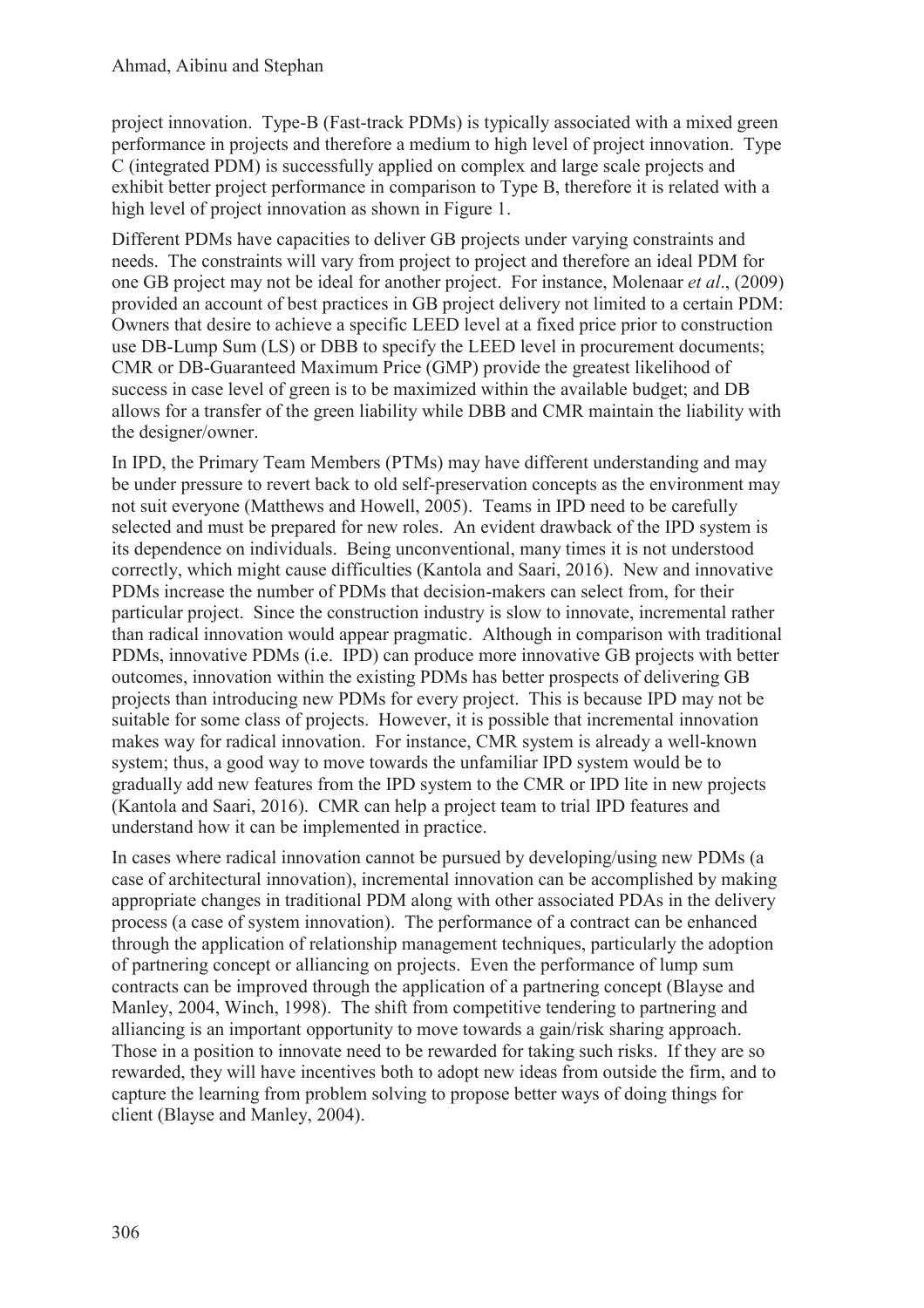project innovation. Type-B (Fast-track PDMs) is typically associated with a mixed green performance in projects and therefore a medium to high level of project innovation. Type C (integrated PDM) is successfully applied on complex and large scale projects and exhibit better project performance in comparison to Type B, therefore it is related with a high level of project innovation as shown in Figure 1.

Different PDMs have capacities to deliver GB projects under varying constraints and needs. The constraints will vary from project to project and therefore an ideal PDM for one GB project may not be ideal for another project. For instance, Molenaar *et al*., (2009) provided an account of best practices in GB project delivery not limited to a certain PDM: Owners that desire to achieve a specific LEED level at a fixed price prior to construction use DB-Lump Sum (LS) or DBB to specify the LEED level in procurement documents; CMR or DB-Guaranteed Maximum Price (GMP) provide the greatest likelihood of success in case level of green is to be maximized within the available budget; and DB allows for a transfer of the green liability while DBB and CMR maintain the liability with the designer/owner.

In IPD, the Primary Team Members (PTMs) may have different understanding and may be under pressure to revert back to old self-preservation concepts as the environment may not suit everyone (Matthews and Howell, 2005). Teams in IPD need to be carefully selected and must be prepared for new roles. An evident drawback of the IPD system is its dependence on individuals. Being unconventional, many times it is not understood correctly, which might cause difficulties (Kantola and Saari, 2016). New and innovative PDMs increase the number of PDMs that decision-makers can select from, for their particular project. Since the construction industry is slow to innovate, incremental rather than radical innovation would appear pragmatic. Although in comparison with traditional PDMs, innovative PDMs (i.e. IPD) can produce more innovative GB projects with better outcomes, innovation within the existing PDMs has better prospects of delivering GB projects than introducing new PDMs for every project. This is because IPD may not be suitable for some class of projects. However, it is possible that incremental innovation makes way for radical innovation. For instance, CMR system is already a well-known system; thus, a good way to move towards the unfamiliar IPD system would be to gradually add new features from the IPD system to the CMR or IPD lite in new projects (Kantola and Saari, 2016). CMR can help a project team to trial IPD features and understand how it can be implemented in practice.

In cases where radical innovation cannot be pursued by developing/using new PDMs (a case of architectural innovation), incremental innovation can be accomplished by making appropriate changes in traditional PDM along with other associated PDAs in the delivery process (a case of system innovation). The performance of a contract can be enhanced through the application of relationship management techniques, particularly the adoption of partnering concept or alliancing on projects. Even the performance of lump sum contracts can be improved through the application of a partnering concept (Blayse and Manley, 2004, Winch, 1998). The shift from competitive tendering to partnering and alliancing is an important opportunity to move towards a gain/risk sharing approach. Those in a position to innovate need to be rewarded for taking such risks. If they are so rewarded, they will have incentives both to adopt new ideas from outside the firm, and to capture the learning from problem solving to propose better ways of doing things for client (Blayse and Manley, 2004).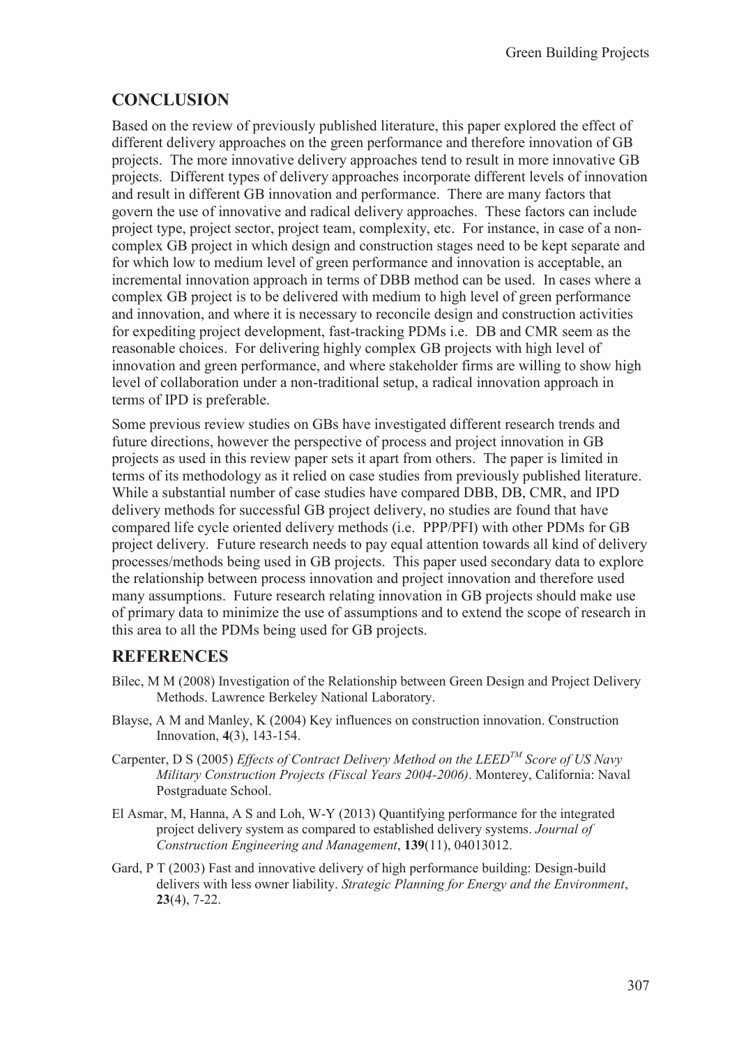## CONCLUSION

Based on the review of previously published literature, this paper explored the effect of different delivery approaches on the green performance and therefore innovation of GB projects. The more innovative delivery approaches tend to result in more innovative GB projects. Different types of delivery approaches incorporate different levels of innovation and result in different GB innovation and performance. There are many factors that govern the use of innovative and radical delivery approaches. These factors can include project type, project sector, project team, complexity, etc. For instance, in case of a non-complex GB project in which design and construction stages need to be kept separate and for which low to medium level of green performance and innovation is acceptable, an incremental innovation approach in terms of DBB method can be used. In cases where a complex GB project is to be delivered with medium to high level of green performance and innovation, and where it is necessary to reconcile design and construction activities for expediting project development, fast-tracking PDMs i.e. DB and CMR seem as the reasonable choices. For delivering highly complex GB projects with high level of innovation and green performance, and where stakeholder firms are willing to show high level of collaboration under a non-traditional setup, a radical innovation approach in terms of IPD is preferable.

Some previous review studies on GBs have investigated different research trends and future directions, however the perspective of process and project innovation in GB projects as used in this review paper sets it apart from others. The paper is limited in terms of its methodology as it relied on case studies from previously published literature. While a substantial number of case studies have compared DBB, DB, CMR, and IPD delivery methods for successful GB project delivery, no studies are found that have compared life cycle oriented delivery methods (i.e. PPP/PFI) with other PDMs for GB project delivery. Future research needs to pay equal attention towards all kind of delivery processes/methods being used in GB projects. This paper used secondary data to explore the relationship between process innovation and project innovation and therefore used many assumptions. Future research relating innovation in GB projects should make use of primary data to minimize the use of assumptions and to extend the scope of research in this area to all the PDMs being used for GB projects.

## REFERENCES

Bilec, M M (2008) Investigation of the Relationship between Green Design and Project Delivery Methods. Lawrence Berkeley National Laboratory.

Blayse, A M and Manley, K (2004) Key influences on construction innovation. Construction Innovation, **4**(3), 143-154.

Carpenter, D S (2005) *Effects of Contract Delivery Method on the LEED^TM Score of US Navy Military Construction Projects (Fiscal Years 2004-2006)*. Monterey, California: Naval Postgraduate School.

El Asmar, M, Hanna, A S and Loh, W-Y (2013) Quantifying performance for the integrated project delivery system as compared to established delivery systems. *Journal of Construction Engineering and Management*, **139**(11), 04013012.

Gard, P T (2003) Fast and innovative delivery of high performance building: Design-build delivers with less owner liability. *Strategic Planning for Energy and the Environment*, **23**(4), 7-22.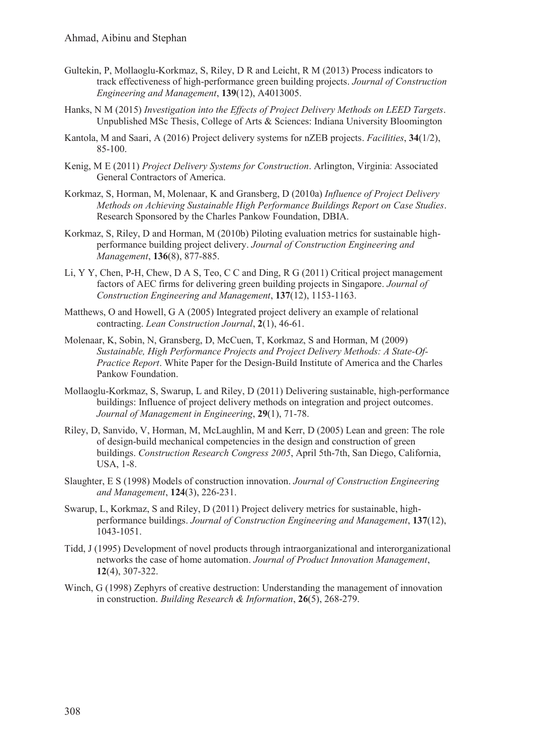Gultekin, P, Mollaoglu-Korkmaz, S, Riley, D R and Leicht, R M (2013) Process indicators to track effectiveness of high-performance green building projects. *Journal of Construction Engineering and Management*, **139**(12), A4013005.

Hanks, N M (2015) *Investigation into the Effects of Project Delivery Methods on LEED Targets*. Unpublished MSc Thesis, College of Arts & Sciences: Indiana University Bloomington

Kantola, M and Saari, A (2016) Project delivery systems for nZEB projects. *Facilities*, **34**(1/2), 85-100.

Kenig, M E (2011) *Project Delivery Systems for Construction*. Arlington, Virginia: Associated General Contractors of America.

Korkmaz, S, Horman, M, Molenaar, K and Gransberg, D (2010a) *Influence of Project Delivery Methods on Achieving Sustainable High Performance Buildings Report on Case Studies*. Research Sponsored by the Charles Pankow Foundation, DBIA.

Korkmaz, S, Riley, D and Horman, M (2010b) Piloting evaluation metrics for sustainable high-performance building project delivery. *Journal of Construction Engineering and Management*, **136**(8), 877-885.

Li, Y Y, Chen, P-H, Chew, D A S, Teo, C C and Ding, R G (2011) Critical project management factors of AEC firms for delivering green building projects in Singapore. *Journal of Construction Engineering and Management*, **137**(12), 1153-1163.

Matthews, O and Howell, G A (2005) Integrated project delivery an example of relational contracting. *Lean Construction Journal*, **2**(1), 46-61.

Molenaar, K, Sobin, N, Gransberg, D, McCuen, T, Korkmaz, S and Horman, M (2009) *Sustainable, High Performance Projects and Project Delivery Methods: A State-Of-Practice Report*. White Paper for the Design-Build Institute of America and the Charles Pankow Foundation.

Mollaoglu-Korkmaz, S, Swarup, L and Riley, D (2011) Delivering sustainable, high-performance buildings: Influence of project delivery methods on integration and project outcomes. *Journal of Management in Engineering*, **29**(1), 71-78.

Riley, D, Sanvido, V, Horman, M, McLaughlin, M and Kerr, D (2005) Lean and green: The role of design-build mechanical competencies in the design and construction of green buildings. *Construction Research Congress 2005*, April 5th-7th, San Diego, California, USA, 1-8.

Slaughter, E S (1998) Models of construction innovation. *Journal of Construction Engineering and Management*, **124**(3), 226-231.

Swarup, L, Korkmaz, S and Riley, D (2011) Project delivery metrics for sustainable, high-performance buildings. *Journal of Construction Engineering and Management*, **137**(12), 1043-1051.

Tidd, J (1995) Development of novel products through intraorganizational and interorganizational networks the case of home automation. *Journal of Product Innovation Management*, **12**(4), 307-322.

Winch, G (1998) Zephyrs of creative destruction: Understanding the management of innovation in construction. *Building Research & Information*, **26**(5), 268-279.